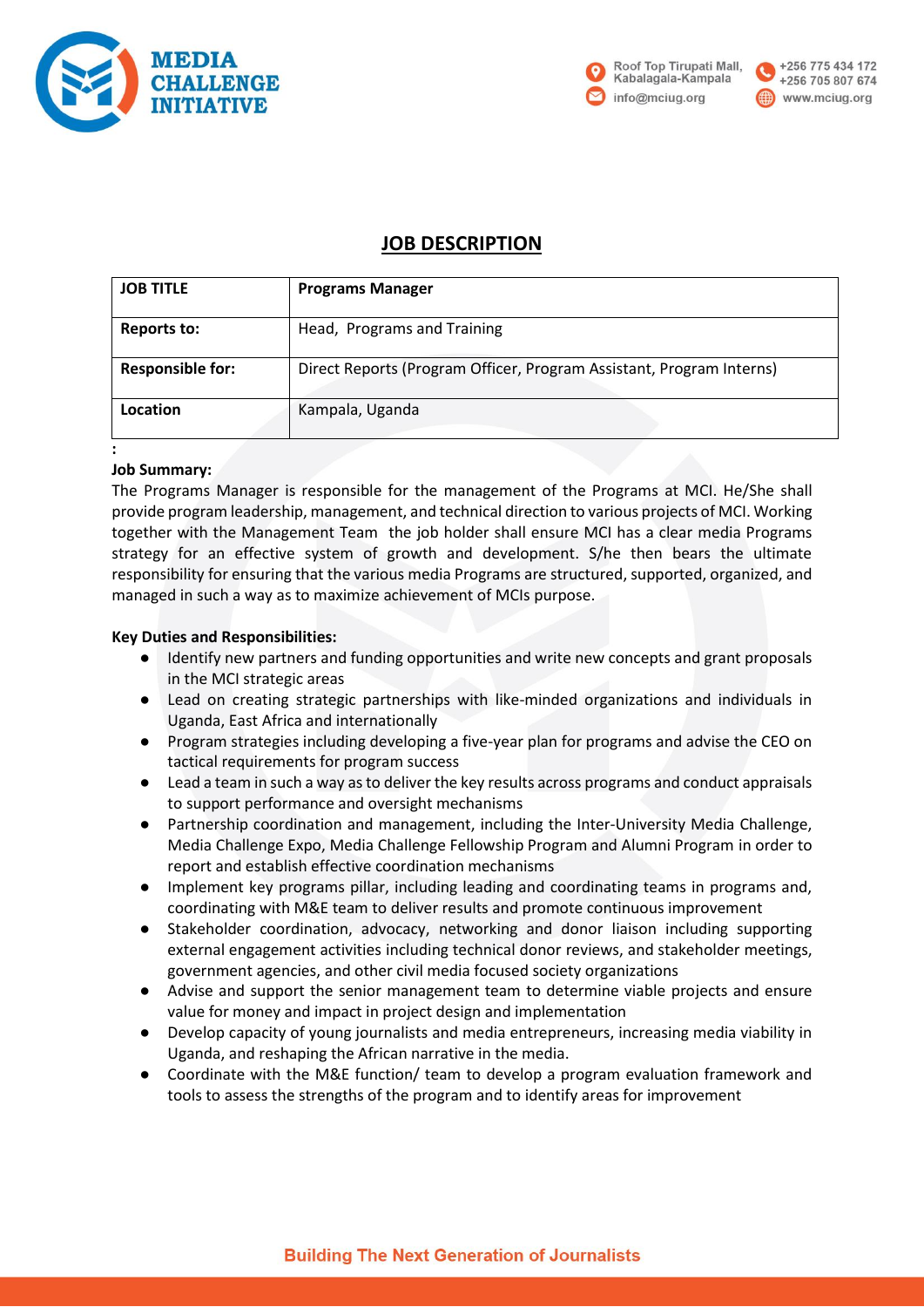## JOB DESCRIPTION

| JOB TITLE | Programs Manager |
|---|---|
| Reports to: | Head, Programs and Training |
| Responsible for: | Direct Reports (Program Officer, Program Assistant, Program Interns) |
| Location | Kampala, Uganda |

:

**Job Summary:**

The Programs Manager is responsible for the management of the Programs at MCI. He/She shall provide program leadership, management, and technical direction to various projects of MCI. Working together with the Management Team the job holder shall ensure MCI has a clear media Programs strategy for an effective system of growth and development. S/he then bears the ultimate responsibility for ensuring that the various media Programs are structured, supported, organized, and managed in such a way as to maximize achievement of MCIs purpose.

**Key Duties and Responsibilities:**

- Identify new partners and funding opportunities and write new concepts and grant proposals in the MCI strategic areas
- Lead on creating strategic partnerships with like-minded organizations and individuals in Uganda, East Africa and internationally
- Program strategies including developing a five-year plan for programs and advise the CEO on tactical requirements for program success
- Lead a team in such a way as to deliver the key results across programs and conduct appraisals to support performance and oversight mechanisms
- Partnership coordination and management, including the Inter-University Media Challenge, Media Challenge Expo, Media Challenge Fellowship Program and Alumni Program in order to report and establish effective coordination mechanisms
- Implement key programs pillar, including leading and coordinating teams in programs and, coordinating with M&E team to deliver results and promote continuous improvement
- Stakeholder coordination, advocacy, networking and donor liaison including supporting external engagement activities including technical donor reviews, and stakeholder meetings, government agencies, and other civil media focused society organizations
- Advise and support the senior management team to determine viable projects and ensure value for money and impact in project design and implementation
- Develop capacity of young journalists and media entrepreneurs, increasing media viability in Uganda, and reshaping the African narrative in the media.
- Coordinate with the M&E function/ team to develop a program evaluation framework and tools to assess the strengths of the program and to identify areas for improvement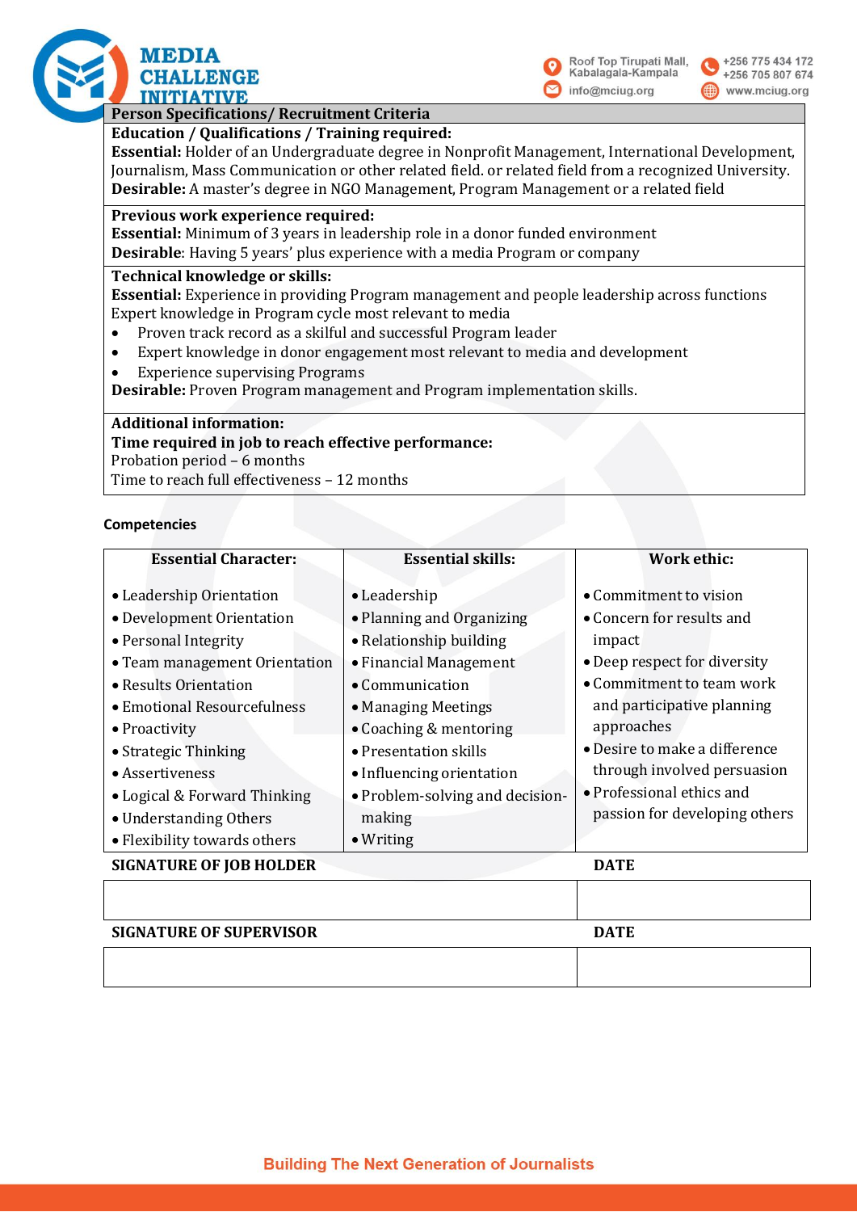| Person Specifications/ Recruitment Criteria |
|---|
| **Education / Qualifications / Training required:**<br>**Essential:** Holder of an Undergraduate degree in Nonprofit Management, International Development, Journalism, Mass Communication or other related field. or related field from a recognized University.<br>**Desirable:** A master's degree in NGO Management, Program Management or a related field |
| **Previous work experience required:**<br>**Essential:** Minimum of 3 years in leadership role in a donor funded environment<br>**Desirable**: Having 5 years' plus experience with a media Program or company |
| **Technical knowledge or skills:**<br>**Essential:** Experience in providing Program management and people leadership across functions Expert knowledge in Program cycle most relevant to media<br>• Proven track record as a skilful and successful Program leader<br>• Expert knowledge in donor engagement most relevant to media and development<br>• Experience supervising Programs<br>**Desirable:** Proven Program management and Program implementation skills. |
| **Additional information:**<br>**Time required in job to reach effective performance:**<br>Probation period – 6 months<br>Time to reach full effectiveness – 12 months |

**Competencies**

| Essential Character: | Essential skills: | Work ethic: |
|---|---|---|
| • Leadership Orientation<br>• Development Orientation<br>• Personal Integrity<br>• Team management Orientation<br>• Results Orientation<br>• Emotional Resourcefulness<br>• Proactivity<br>• Strategic Thinking<br>• Assertiveness<br>• Logical & Forward Thinking<br>• Understanding Others<br>• Flexibility towards others | • Leadership<br>• Planning and Organizing<br>• Relationship building<br>• Financial Management<br>• Communication<br>• Managing Meetings<br>• Coaching & mentoring<br>• Presentation skills<br>• Influencing orientation<br>• Problem-solving and decision-making<br>• Writing | • Commitment to vision<br>• Concern for results and impact<br>• Deep respect for diversity<br>• Commitment to team work and participative planning approaches<br>• Desire to make a difference through involved persuasion<br>• Professional ethics and passion for developing others |

| SIGNATURE OF JOB HOLDER | DATE |
|---|---|
| | |

| SIGNATURE OF SUPERVISOR | DATE |
|---|---|
| | |